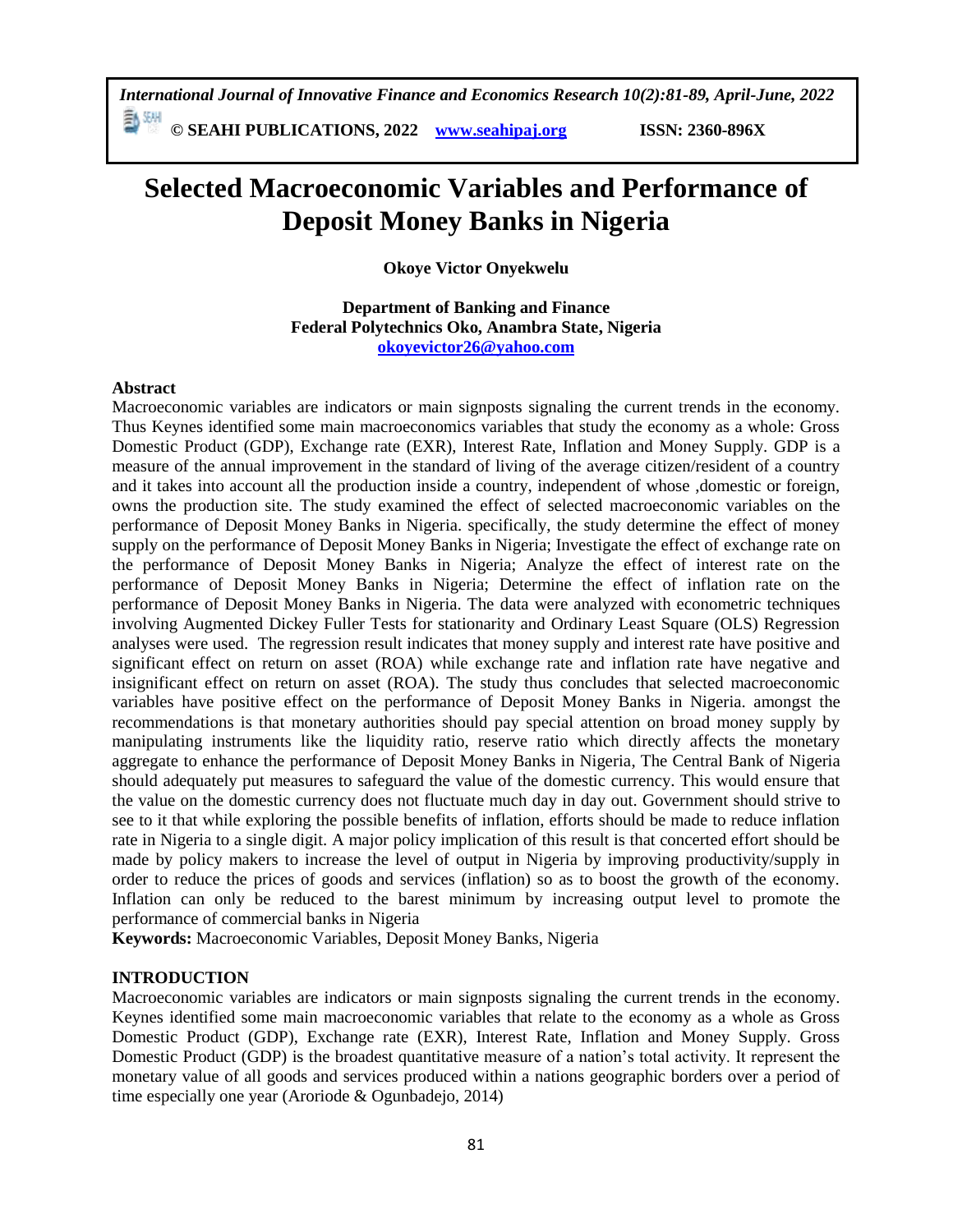# Selected Macroeconomic Variables and Performance of Deposit Money Banks in Nigeria

**Okoye Victor Onyekwelu**

**Department of Banking and Finance**
**Federal Polytechnics Oko, Anambra State, Nigeria**
**okoyevictor26@yahoo.com**

**Abstract**

Macroeconomic variables are indicators or main signposts signaling the current trends in the economy. Thus Keynes identified some main macroeconomics variables that study the economy as a whole: Gross Domestic Product (GDP), Exchange rate (EXR), Interest Rate, Inflation and Money Supply. GDP is a measure of the annual improvement in the standard of living of the average citizen/resident of a country and it takes into account all the production inside a country, independent of whose ,domestic or foreign, owns the production site. The study examined the effect of selected macroeconomic variables on the performance of Deposit Money Banks in Nigeria. specifically, the study determine the effect of money supply on the performance of Deposit Money Banks in Nigeria; Investigate the effect of exchange rate on the performance of Deposit Money Banks in Nigeria; Analyze the effect of interest rate on the performance of Deposit Money Banks in Nigeria; Determine the effect of inflation rate on the performance of Deposit Money Banks in Nigeria. The data were analyzed with econometric techniques involving Augmented Dickey Fuller Tests for stationarity and Ordinary Least Square (OLS) Regression analyses were used. The regression result indicates that money supply and interest rate have positive and significant effect on return on asset (ROA) while exchange rate and inflation rate have negative and insignificant effect on return on asset (ROA). The study thus concludes that selected macroeconomic variables have positive effect on the performance of Deposit Money Banks in Nigeria. amongst the recommendations is that monetary authorities should pay special attention on broad money supply by manipulating instruments like the liquidity ratio, reserve ratio which directly affects the monetary aggregate to enhance the performance of Deposit Money Banks in Nigeria, The Central Bank of Nigeria should adequately put measures to safeguard the value of the domestic currency. This would ensure that the value on the domestic currency does not fluctuate much day in day out. Government should strive to see to it that while exploring the possible benefits of inflation, efforts should be made to reduce inflation rate in Nigeria to a single digit. A major policy implication of this result is that concerted effort should be made by policy makers to increase the level of output in Nigeria by improving productivity/supply in order to reduce the prices of goods and services (inflation) so as to boost the growth of the economy. Inflation can only be reduced to the barest minimum by increasing output level to promote the performance of commercial banks in Nigeria

**Keywords:** Macroeconomic Variables, Deposit Money Banks, Nigeria

## INTRODUCTION

Macroeconomic variables are indicators or main signposts signaling the current trends in the economy. Keynes identified some main macroeconomic variables that relate to the economy as a whole as Gross Domestic Product (GDP), Exchange rate (EXR), Interest Rate, Inflation and Money Supply. Gross Domestic Product (GDP) is the broadest quantitative measure of a nation's total activity. It represent the monetary value of all goods and services produced within a nations geographic borders over a period of time especially one year (Aroriode & Ogunbadejo, 2014)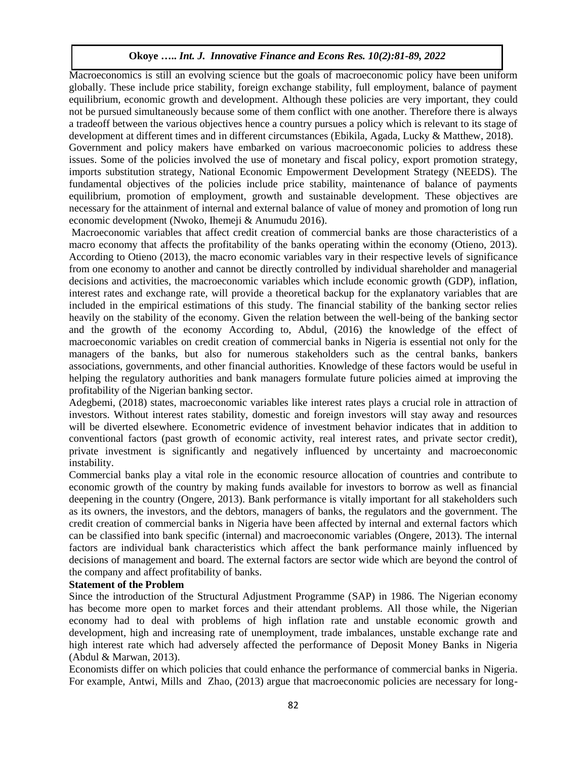Macroeconomics is still an evolving science but the goals of macroeconomic policy have been uniform globally. These include price stability, foreign exchange stability, full employment, balance of payment equilibrium, economic growth and development. Although these policies are very important, they could not be pursued simultaneously because some of them conflict with one another. Therefore there is always a tradeoff between the various objectives hence a country pursues a policy which is relevant to its stage of development at different times and in different circumstances (Ebikila, Agada, Lucky & Matthew, 2018).

Government and policy makers have embarked on various macroeconomic policies to address these issues. Some of the policies involved the use of monetary and fiscal policy, export promotion strategy, imports substitution strategy, National Economic Empowerment Development Strategy (NEEDS). The fundamental objectives of the policies include price stability, maintenance of balance of payments equilibrium, promotion of employment, growth and sustainable development. These objectives are necessary for the attainment of internal and external balance of value of money and promotion of long run economic development (Nwoko, Ihemeji & Anumudu 2016).

Macroeconomic variables that affect credit creation of commercial banks are those characteristics of a macro economy that affects the profitability of the banks operating within the economy (Otieno, 2013). According to Otieno (2013), the macro economic variables vary in their respective levels of significance from one economy to another and cannot be directly controlled by individual shareholder and managerial decisions and activities, the macroeconomic variables which include economic growth (GDP), inflation, interest rates and exchange rate, will provide a theoretical backup for the explanatory variables that are included in the empirical estimations of this study. The financial stability of the banking sector relies heavily on the stability of the economy. Given the relation between the well-being of the banking sector and the growth of the economy According to, Abdul, (2016) the knowledge of the effect of macroeconomic variables on credit creation of commercial banks in Nigeria is essential not only for the managers of the banks, but also for numerous stakeholders such as the central banks, bankers associations, governments, and other financial authorities. Knowledge of these factors would be useful in helping the regulatory authorities and bank managers formulate future policies aimed at improving the profitability of the Nigerian banking sector.

Adegbemi, (2018) states, macroeconomic variables like interest rates plays a crucial role in attraction of investors. Without interest rates stability, domestic and foreign investors will stay away and resources will be diverted elsewhere. Econometric evidence of investment behavior indicates that in addition to conventional factors (past growth of economic activity, real interest rates, and private sector credit), private investment is significantly and negatively influenced by uncertainty and macroeconomic instability.

Commercial banks play a vital role in the economic resource allocation of countries and contribute to economic growth of the country by making funds available for investors to borrow as well as financial deepening in the country (Ongere, 2013). Bank performance is vitally important for all stakeholders such as its owners, the investors, and the debtors, managers of banks, the regulators and the government. The credit creation of commercial banks in Nigeria have been affected by internal and external factors which can be classified into bank specific (internal) and macroeconomic variables (Ongere, 2013). The internal factors are individual bank characteristics which affect the bank performance mainly influenced by decisions of management and board. The external factors are sector wide which are beyond the control of the company and affect profitability of banks.

**Statement of the Problem**

Since the introduction of the Structural Adjustment Programme (SAP) in 1986. The Nigerian economy has become more open to market forces and their attendant problems. All those while, the Nigerian economy had to deal with problems of high inflation rate and unstable economic growth and development, high and increasing rate of unemployment, trade imbalances, unstable exchange rate and high interest rate which had adversely affected the performance of Deposit Money Banks in Nigeria (Abdul & Marwan, 2013).

Economists differ on which policies that could enhance the performance of commercial banks in Nigeria. For example, Antwi, Mills and Zhao, (2013) argue that macroeconomic policies are necessary for long-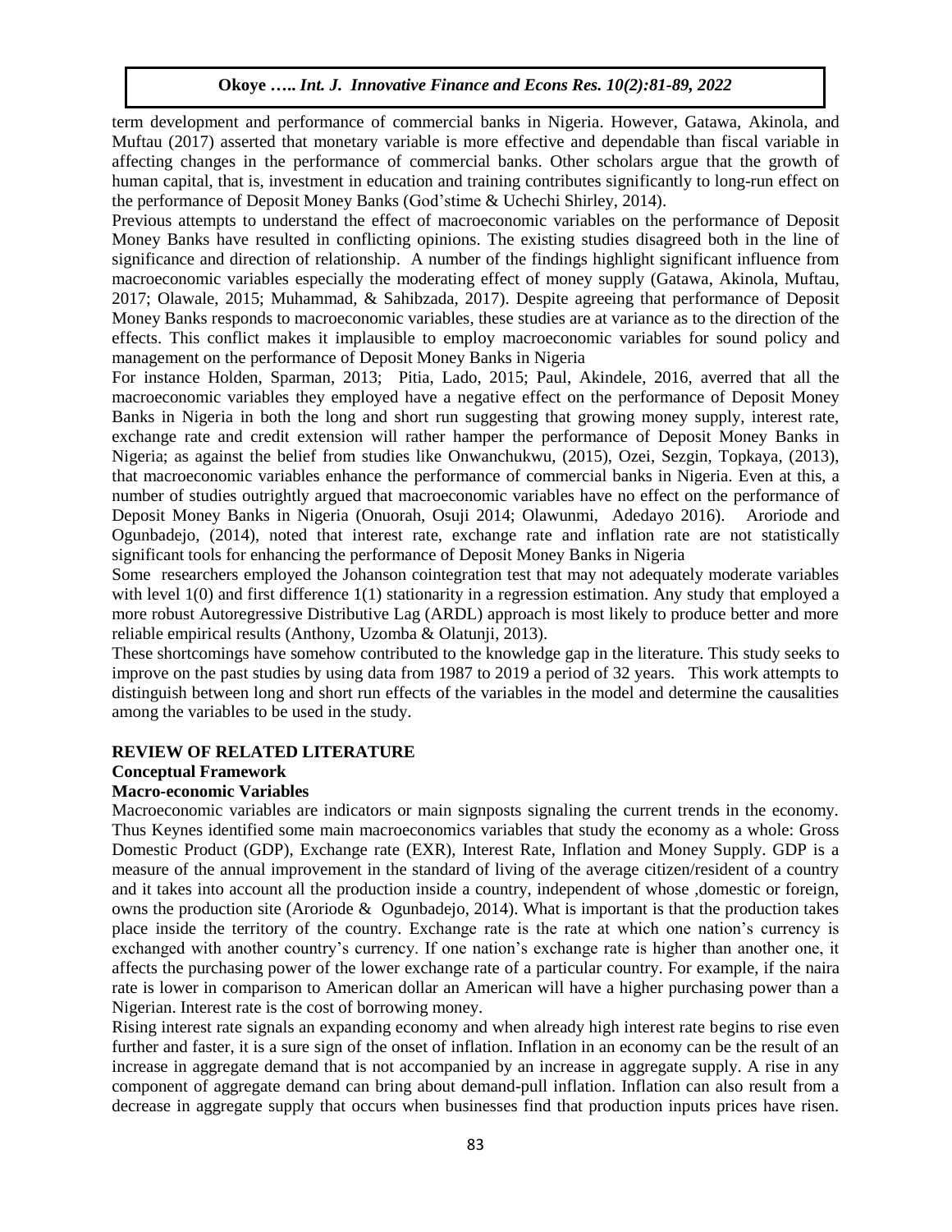term development and performance of commercial banks in Nigeria. However, Gatawa, Akinola, and Muftau (2017) asserted that monetary variable is more effective and dependable than fiscal variable in affecting changes in the performance of commercial banks. Other scholars argue that the growth of human capital, that is, investment in education and training contributes significantly to long-run effect on the performance of Deposit Money Banks (God'stime & Uchechi Shirley, 2014).

Previous attempts to understand the effect of macroeconomic variables on the performance of Deposit Money Banks have resulted in conflicting opinions. The existing studies disagreed both in the line of significance and direction of relationship. A number of the findings highlight significant influence from macroeconomic variables especially the moderating effect of money supply (Gatawa, Akinola, Muftau, 2017; Olawale, 2015; Muhammad, & Sahibzada, 2017). Despite agreeing that performance of Deposit Money Banks responds to macroeconomic variables, these studies are at variance as to the direction of the effects. This conflict makes it implausible to employ macroeconomic variables for sound policy and management on the performance of Deposit Money Banks in Nigeria

For instance Holden, Sparman, 2013; Pitia, Lado, 2015; Paul, Akindele, 2016, averred that all the macroeconomic variables they employed have a negative effect on the performance of Deposit Money Banks in Nigeria in both the long and short run suggesting that growing money supply, interest rate, exchange rate and credit extension will rather hamper the performance of Deposit Money Banks in Nigeria; as against the belief from studies like Onwanchukwu, (2015), Ozei, Sezgin, Topkaya, (2013), that macroeconomic variables enhance the performance of commercial banks in Nigeria. Even at this, a number of studies outrightly argued that macroeconomic variables have no effect on the performance of Deposit Money Banks in Nigeria (Onuorah, Osuji 2014; Olawunmi, Adedayo 2016). Aroriode and Ogunbadejo, (2014), noted that interest rate, exchange rate and inflation rate are not statistically significant tools for enhancing the performance of Deposit Money Banks in Nigeria

Some researchers employed the Johanson cointegration test that may not adequately moderate variables with level 1(0) and first difference 1(1) stationarity in a regression estimation. Any study that employed a more robust Autoregressive Distributive Lag (ARDL) approach is most likely to produce better and more reliable empirical results (Anthony, Uzomba & Olatunji, 2013).

These shortcomings have somehow contributed to the knowledge gap in the literature. This study seeks to improve on the past studies by using data from 1987 to 2019 a period of 32 years. This work attempts to distinguish between long and short run effects of the variables in the model and determine the causalities among the variables to be used in the study.

## REVIEW OF RELATED LITERATURE

### Conceptual Framework

### Macro-economic Variables

Macroeconomic variables are indicators or main signposts signaling the current trends in the economy. Thus Keynes identified some main macroeconomics variables that study the economy as a whole: Gross Domestic Product (GDP), Exchange rate (EXR), Interest Rate, Inflation and Money Supply. GDP is a measure of the annual improvement in the standard of living of the average citizen/resident of a country and it takes into account all the production inside a country, independent of whose ,domestic or foreign, owns the production site (Aroriode & Ogunbadejo, 2014). What is important is that the production takes place inside the territory of the country. Exchange rate is the rate at which one nation's currency is exchanged with another country's currency. If one nation's exchange rate is higher than another one, it affects the purchasing power of the lower exchange rate of a particular country. For example, if the naira rate is lower in comparison to American dollar an American will have a higher purchasing power than a Nigerian. Interest rate is the cost of borrowing money.

Rising interest rate signals an expanding economy and when already high interest rate begins to rise even further and faster, it is a sure sign of the onset of inflation. Inflation in an economy can be the result of an increase in aggregate demand that is not accompanied by an increase in aggregate supply. A rise in any component of aggregate demand can bring about demand-pull inflation. Inflation can also result from a decrease in aggregate supply that occurs when businesses find that production inputs prices have risen.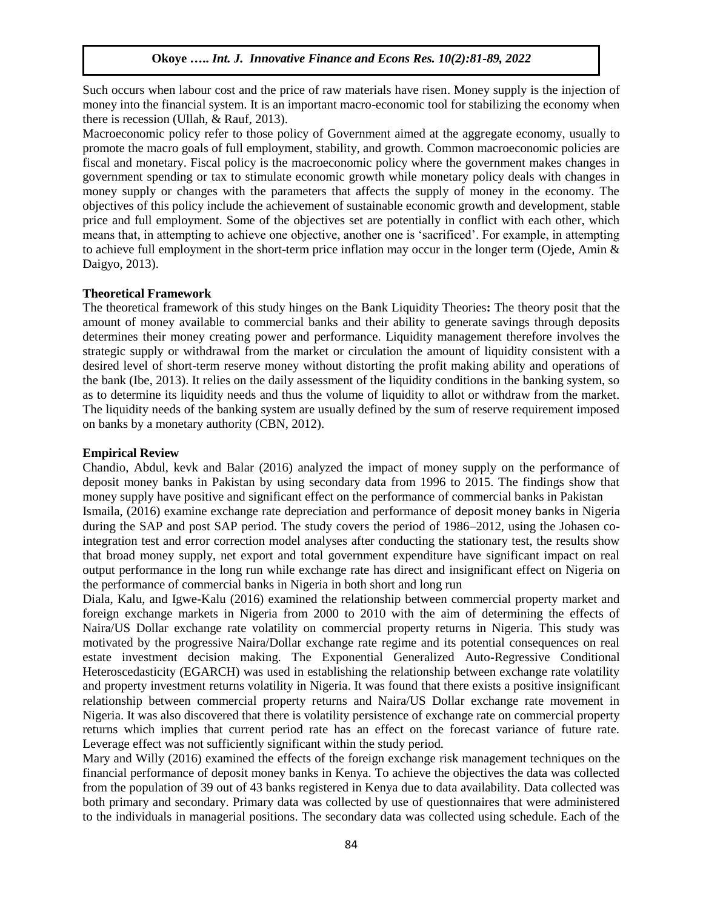Such occurs when labour cost and the price of raw materials have risen. Money supply is the injection of money into the financial system. It is an important macro-economic tool for stabilizing the economy when there is recession (Ullah, & Rauf, 2013).

Macroeconomic policy refer to those policy of Government aimed at the aggregate economy, usually to promote the macro goals of full employment, stability, and growth. Common macroeconomic policies are fiscal and monetary. Fiscal policy is the macroeconomic policy where the government makes changes in government spending or tax to stimulate economic growth while monetary policy deals with changes in money supply or changes with the parameters that affects the supply of money in the economy. The objectives of this policy include the achievement of sustainable economic growth and development, stable price and full employment. Some of the objectives set are potentially in conflict with each other, which means that, in attempting to achieve one objective, another one is 'sacrificed'. For example, in attempting to achieve full employment in the short-term price inflation may occur in the longer term (Ojede, Amin & Daigyo, 2013).

**Theoretical Framework**

The theoretical framework of this study hinges on the Bank Liquidity Theories**:** The theory posit that the amount of money available to commercial banks and their ability to generate savings through deposits determines their money creating power and performance. Liquidity management therefore involves the strategic supply or withdrawal from the market or circulation the amount of liquidity consistent with a desired level of short-term reserve money without distorting the profit making ability and operations of the bank (Ibe, 2013). It relies on the daily assessment of the liquidity conditions in the banking system, so as to determine its liquidity needs and thus the volume of liquidity to allot or withdraw from the market. The liquidity needs of the banking system are usually defined by the sum of reserve requirement imposed on banks by a monetary authority (CBN, 2012).

**Empirical Review**

Chandio, Abdul, kevk and Balar (2016) analyzed the impact of money supply on the performance of deposit money banks in Pakistan by using secondary data from 1996 to 2015. The findings show that money supply have positive and significant effect on the performance of commercial banks in Pakistan

Ismaila, (2016) examine exchange rate depreciation and performance of deposit money banks in Nigeria during the SAP and post SAP period. The study covers the period of 1986–2012, using the Johasen co-integration test and error correction model analyses after conducting the stationary test, the results show that broad money supply, net export and total government expenditure have significant impact on real output performance in the long run while exchange rate has direct and insignificant effect on Nigeria on the performance of commercial banks in Nigeria in both short and long run

Diala, Kalu, and Igwe-Kalu (2016) examined the relationship between commercial property market and foreign exchange markets in Nigeria from 2000 to 2010 with the aim of determining the effects of Naira/US Dollar exchange rate volatility on commercial property returns in Nigeria. This study was motivated by the progressive Naira/Dollar exchange rate regime and its potential consequences on real estate investment decision making. The Exponential Generalized Auto-Regressive Conditional Heteroscedasticity (EGARCH) was used in establishing the relationship between exchange rate volatility and property investment returns volatility in Nigeria. It was found that there exists a positive insignificant relationship between commercial property returns and Naira/US Dollar exchange rate movement in Nigeria. It was also discovered that there is volatility persistence of exchange rate on commercial property returns which implies that current period rate has an effect on the forecast variance of future rate. Leverage effect was not sufficiently significant within the study period.

Mary and Willy (2016) examined the effects of the foreign exchange risk management techniques on the financial performance of deposit money banks in Kenya. To achieve the objectives the data was collected from the population of 39 out of 43 banks registered in Kenya due to data availability. Data collected was both primary and secondary. Primary data was collected by use of questionnaires that were administered to the individuals in managerial positions. The secondary data was collected using schedule. Each of the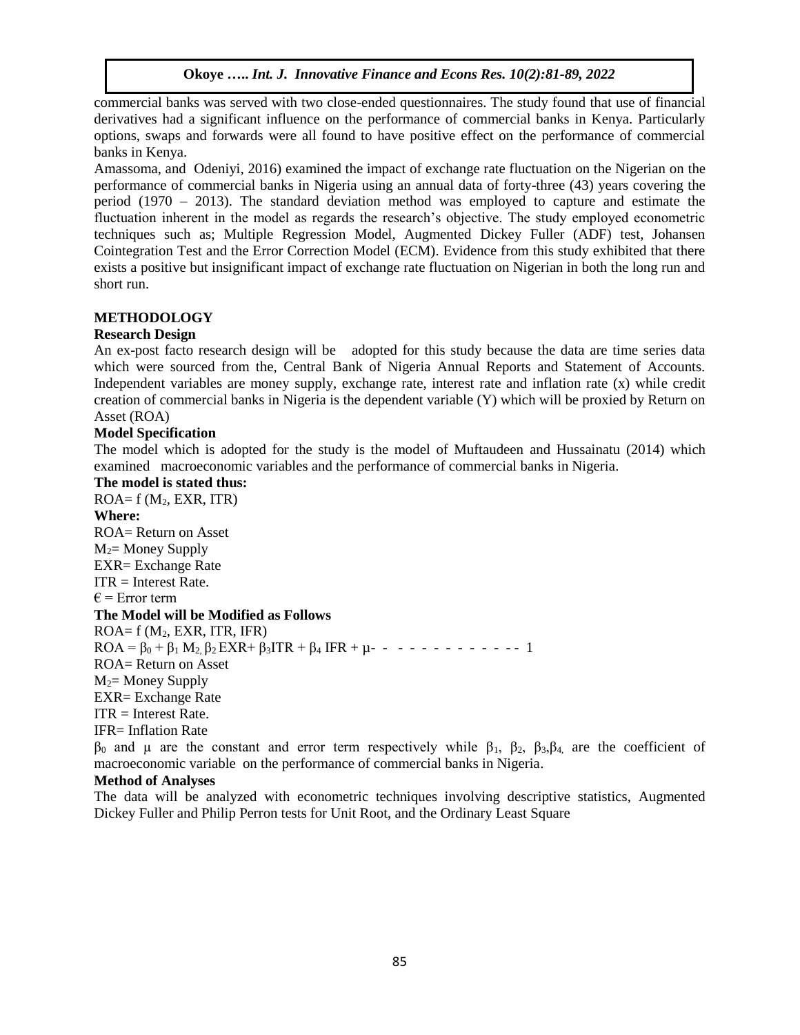commercial banks was served with two close-ended questionnaires. The study found that use of financial derivatives had a significant influence on the performance of commercial banks in Kenya. Particularly options, swaps and forwards were all found to have positive effect on the performance of commercial banks in Kenya.

Amassoma, and Odeniyi, 2016) examined the impact of exchange rate fluctuation on the Nigerian on the performance of commercial banks in Nigeria using an annual data of forty-three (43) years covering the period (1970 – 2013). The standard deviation method was employed to capture and estimate the fluctuation inherent in the model as regards the research's objective. The study employed econometric techniques such as; Multiple Regression Model, Augmented Dickey Fuller (ADF) test, Johansen Cointegration Test and the Error Correction Model (ECM). Evidence from this study exhibited that there exists a positive but insignificant impact of exchange rate fluctuation on Nigerian in both the long run and short run.

## METHODOLOGY

### Research Design

An ex-post facto research design will be adopted for this study because the data are time series data which were sourced from the, Central Bank of Nigeria Annual Reports and Statement of Accounts. Independent variables are money supply, exchange rate, interest rate and inflation rate (x) while credit creation of commercial banks in Nigeria is the dependent variable (Y) which will be proxied by Return on Asset (ROA)

### Model Specification

The model which is adopted for the study is the model of Muftaudeen and Hussainatu (2014) which examined macroeconomic variables and the performance of commercial banks in Nigeria.

**The model is stated thus:**

$ROA = f(M_2, EXR, ITR)$

**Where:**

ROA= Return on Asset

$M_2$= Money Supply

EXR= Exchange Rate

ITR = Interest Rate.

€ = Error term

**The Model will be Modified as Follows**

$ROA = f(M_2, EXR, ITR, IFR)$

$ROA = \beta_0 + \beta_1 M_2, \beta_2 EXR + \beta_3 ITR + \beta_4 IFR + \mu$ - - - - - - - - - - - - - 1

ROA= Return on Asset

$M_2$= Money Supply

EXR= Exchange Rate

ITR = Interest Rate.

IFR= Inflation Rate

$\beta_0$ and $\mu$ are the constant and error term respectively while $\beta_1$, $\beta_2$, $\beta_3$,$\beta_4$, are the coefficient of macroeconomic variable on the performance of commercial banks in Nigeria.

### Method of Analyses

The data will be analyzed with econometric techniques involving descriptive statistics, Augmented Dickey Fuller and Philip Perron tests for Unit Root, and the Ordinary Least Square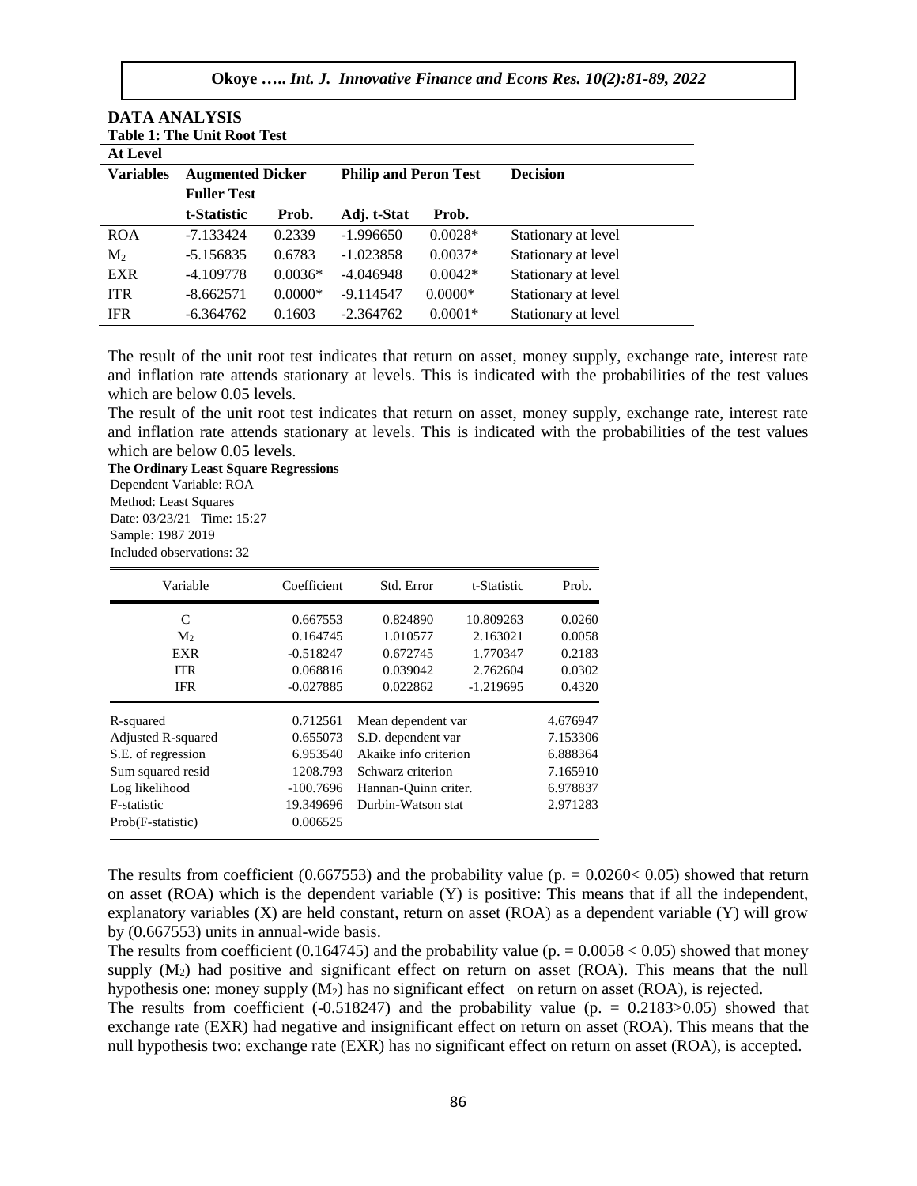## DATA ANALYSIS

**Table 1: The Unit Root Test**

| At Level | | | | | |
|---|---|---|---|---|---|
| **Variables** | **Augmented Dicker Fuller Test** | | **Philip and Peron Test** | | **Decision** |
| | **t-Statistic** | **Prob.** | **Adj. t-Stat** | **Prob.** | |
| ROA | -7.133424 | 0.2339 | -1.996650 | 0.0028* | Stationary at level |
| $M_2$ | -5.156835 | 0.6783 | -1.023858 | 0.0037* | Stationary at level |
| EXR | -4.109778 | 0.0036* | -4.046948 | 0.0042* | Stationary at level |
| ITR | -8.662571 | 0.0000* | -9.114547 | 0.0000* | Stationary at level |
| IFR | -6.364762 | 0.1603 | -2.364762 | 0.0001* | Stationary at level |

The result of the unit root test indicates that return on asset, money supply, exchange rate, interest rate and inflation rate attends stationary at levels. This is indicated with the probabilities of the test values which are below 0.05 levels.

The result of the unit root test indicates that return on asset, money supply, exchange rate, interest rate and inflation rate attends stationary at levels. This is indicated with the probabilities of the test values which are below 0.05 levels.

**The Ordinary Least Square Regressions**

Dependent Variable: ROA
Method: Least Squares
Date: 03/23/21 Time: 15:27
Sample: 1987 2019
Included observations: 32

| Variable | Coefficient | Std. Error | t-Statistic | Prob. |
|---|---|---|---|---|
| C | 0.667553 | 0.824890 | 10.809263 | 0.0260 |
| $M_2$ | 0.164745 | 1.010577 | 2.163021 | 0.0058 |
| EXR | -0.518247 | 0.672745 | 1.770347 | 0.2183 |
| ITR | 0.068816 | 0.039042 | 2.762604 | 0.0302 |
| IFR | -0.027885 | 0.022862 | -1.219695 | 0.4320 |

| | | | |
|---|---|---|---|
| R-squared | 0.712561 | Mean dependent var | 4.676947 |
| Adjusted R-squared | 0.655073 | S.D. dependent var | 7.153306 |
| S.E. of regression | 6.953540 | Akaike info criterion | 6.888364 |
| Sum squared resid | 1208.793 | Schwarz criterion | 7.165910 |
| Log likelihood | -100.7696 | Hannan-Quinn criter. | 6.978837 |
| F-statistic | 19.349696 | Durbin-Watson stat | 2.971283 |
| Prob(F-statistic) | 0.006525 | | |

The results from coefficient (0.667553) and the probability value ($p. = 0.0260 < 0.05$) showed that return on asset (ROA) which is the dependent variable (Y) is positive: This means that if all the independent, explanatory variables (X) are held constant, return on asset (ROA) as a dependent variable (Y) will grow by (0.667553) units in annual-wide basis.

The results from coefficient (0.164745) and the probability value ($p. = 0.0058 < 0.05$) showed that money supply ($M_2$) had positive and significant effect on return on asset (ROA). This means that the null hypothesis one: money supply ($M_2$) has no significant effect on return on asset (ROA), is rejected.

The results from coefficient (-0.518247) and the probability value ($p. = 0.2183 > 0.05$) showed that exchange rate (EXR) had negative and insignificant effect on return on asset (ROA). This means that the null hypothesis two: exchange rate (EXR) has no significant effect on return on asset (ROA), is accepted.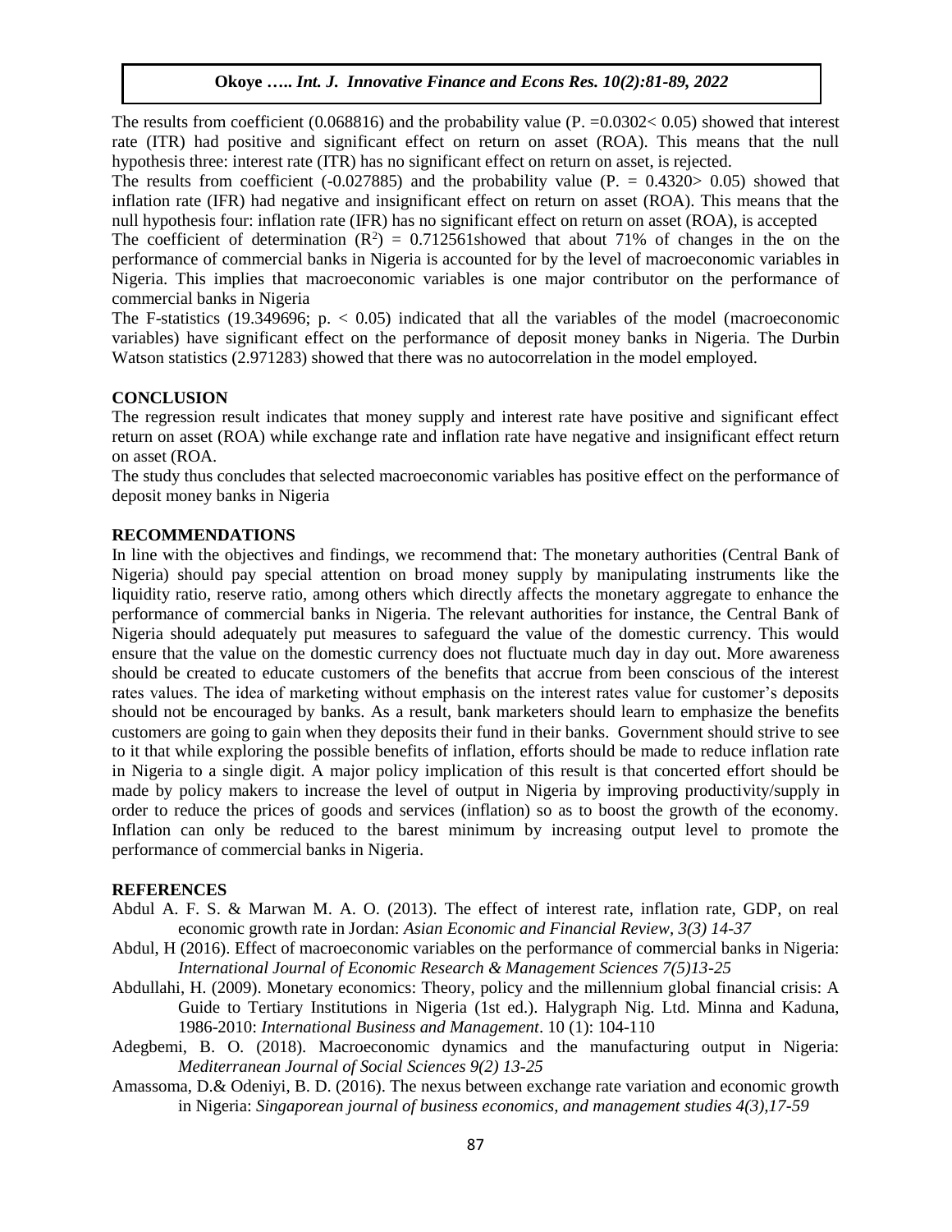The results from coefficient (0.068816) and the probability value (P. =0.0302< 0.05) showed that interest rate (ITR) had positive and significant effect on return on asset (ROA). This means that the null hypothesis three: interest rate (ITR) has no significant effect on return on asset, is rejected.

The results from coefficient (-0.027885) and the probability value (P. = 0.4320> 0.05) showed that inflation rate (IFR) had negative and insignificant effect on return on asset (ROA). This means that the null hypothesis four: inflation rate (IFR) has no significant effect on return on asset (ROA), is accepted

The coefficient of determination ($R^2$) = 0.712561showed that about 71% of changes in the on the performance of commercial banks in Nigeria is accounted for by the level of macroeconomic variables in Nigeria. This implies that macroeconomic variables is one major contributor on the performance of commercial banks in Nigeria

The F-statistics (19.349696; p. < 0.05) indicated that all the variables of the model (macroeconomic variables) have significant effect on the performance of deposit money banks in Nigeria. The Durbin Watson statistics (2.971283) showed that there was no autocorrelation in the model employed.

## CONCLUSION

The regression result indicates that money supply and interest rate have positive and significant effect return on asset (ROA) while exchange rate and inflation rate have negative and insignificant effect return on asset (ROA.

The study thus concludes that selected macroeconomic variables has positive effect on the performance of deposit money banks in Nigeria

## RECOMMENDATIONS

In line with the objectives and findings, we recommend that: The monetary authorities (Central Bank of Nigeria) should pay special attention on broad money supply by manipulating instruments like the liquidity ratio, reserve ratio, among others which directly affects the monetary aggregate to enhance the performance of commercial banks in Nigeria. The relevant authorities for instance, the Central Bank of Nigeria should adequately put measures to safeguard the value of the domestic currency. This would ensure that the value on the domestic currency does not fluctuate much day in day out. More awareness should be created to educate customers of the benefits that accrue from been conscious of the interest rates values. The idea of marketing without emphasis on the interest rates value for customer's deposits should not be encouraged by banks. As a result, bank marketers should learn to emphasize the benefits customers are going to gain when they deposits their fund in their banks. Government should strive to see to it that while exploring the possible benefits of inflation, efforts should be made to reduce inflation rate in Nigeria to a single digit. A major policy implication of this result is that concerted effort should be made by policy makers to increase the level of output in Nigeria by improving productivity/supply in order to reduce the prices of goods and services (inflation) so as to boost the growth of the economy. Inflation can only be reduced to the barest minimum by increasing output level to promote the performance of commercial banks in Nigeria.

## REFERENCES

Abdul A. F. S. & Marwan M. A. O. (2013). The effect of interest rate, inflation rate, GDP, on real economic growth rate in Jordan: *Asian Economic and Financial Review, 3(3) 14-37*

Abdul, H (2016). Effect of macroeconomic variables on the performance of commercial banks in Nigeria: *International Journal of Economic Research & Management Sciences 7(5)13-25*

Abdullahi, H. (2009). Monetary economics: Theory, policy and the millennium global financial crisis: A Guide to Tertiary Institutions in Nigeria (1st ed.). Halygraph Nig. Ltd. Minna and Kaduna, 1986-2010: *International Business and Management*. 10 (1): 104-110

Adegbemi, B. O. (2018). Macroeconomic dynamics and the manufacturing output in Nigeria: *Mediterranean Journal of Social Sciences 9(2) 13-25*

Amassoma, D.& Odeniyi, B. D. (2016). The nexus between exchange rate variation and economic growth in Nigeria: *Singaporean journal of business economics, and management studies 4(3),17-59*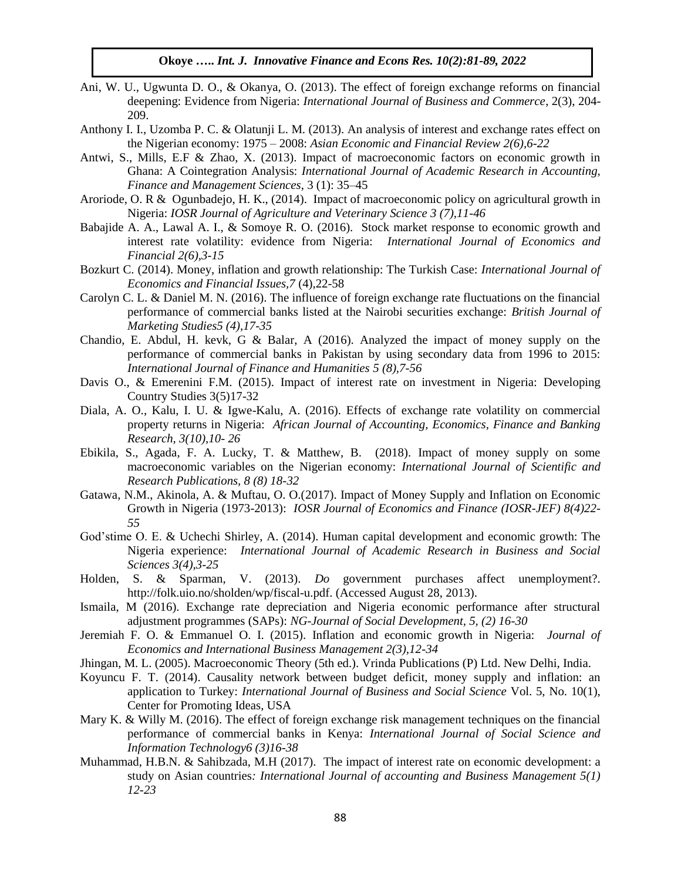Ani, W. U., Ugwunta D. O., & Okanya, O. (2013). The effect of foreign exchange reforms on financial deepening: Evidence from Nigeria: *International Journal of Business and Commerce*, 2(3), 204-209.

Anthony I. I., Uzomba P. C. & Olatunji L. M. (2013). An analysis of interest and exchange rates effect on the Nigerian economy: 1975 – 2008: *Asian Economic and Financial Review 2(6),6-22*

Antwi, S., Mills, E.F & Zhao, X. (2013). Impact of macroeconomic factors on economic growth in Ghana: A Cointegration Analysis: *International Journal of Academic Research in Accounting, Finance and Management Sciences*, 3 (1): 35–45

Aroriode, O. R & Ogunbadejo, H. K., (2014). Impact of macroeconomic policy on agricultural growth in Nigeria: *IOSR Journal of Agriculture and Veterinary Science 3 (7),11-46*

Babajide A. A., Lawal A. I., & Somoye R. O. (2016). Stock market response to economic growth and interest rate volatility: evidence from Nigeria: *International Journal of Economics and Financial 2(6),3-15*

Bozkurt C. (2014). Money, inflation and growth relationship: The Turkish Case: *International Journal of Economics and Financial Issues,7* (4),22-58

Carolyn C. L. & Daniel M. N. (2016). The influence of foreign exchange rate fluctuations on the financial performance of commercial banks listed at the Nairobi securities exchange: *British Journal of Marketing Studies5 (4),17-35*

Chandio, E. Abdul, H. kevk, G & Balar, A (2016). Analyzed the impact of money supply on the performance of commercial banks in Pakistan by using secondary data from 1996 to 2015: *International Journal of Finance and Humanities 5 (8),7-56*

Davis O., & Emerenini F.M. (2015). Impact of interest rate on investment in Nigeria: Developing Country Studies 3(5)17-32

Diala, A. O., Kalu, I. U. & Igwe-Kalu, A. (2016). Effects of exchange rate volatility on commercial property returns in Nigeria: *African Journal of Accounting, Economics, Finance and Banking Research, 3(10),10- 26*

Ebikila, S., Agada, F. A. Lucky, T. & Matthew, B. (2018). Impact of money supply on some macroeconomic variables on the Nigerian economy: *International Journal of Scientific and Research Publications, 8 (8) 18-32*

Gatawa, N.M., Akinola, A. & Muftau, O. O.(2017). Impact of Money Supply and Inflation on Economic Growth in Nigeria (1973-2013): *IOSR Journal of Economics and Finance (IOSR-JEF) 8(4)22-55*

God'stime O. E. & Uchechi Shirley, A. (2014). Human capital development and economic growth: The Nigeria experience: *International Journal of Academic Research in Business and Social Sciences 3(4),3-25*

Holden, S. & Sparman, V. (2013). *Do* government purchases affect unemployment?. http://folk.uio.no/sholden/wp/fiscal-u.pdf. (Accessed August 28, 2013).

Ismaila, M (2016). Exchange rate depreciation and Nigeria economic performance after structural adjustment programmes (SAPs): *NG-Journal of Social Development, 5, (2) 16-30*

Jeremiah F. O. & Emmanuel O. I. (2015). Inflation and economic growth in Nigeria: *Journal of Economics and International Business Management 2(3),12-34*

Jhingan, M. L. (2005). Macroeconomic Theory (5th ed.). Vrinda Publications (P) Ltd. New Delhi, India.

Koyuncu F. T. (2014). Causality network between budget deficit, money supply and inflation: an application to Turkey: *International Journal of Business and Social Science* Vol. 5, No. 10(1), Center for Promoting Ideas, USA

Mary K. & Willy M. (2016). The effect of foreign exchange risk management techniques on the financial performance of commercial banks in Kenya: *International Journal of Social Science and Information Technology6 (3)16-38*

Muhammad, H.B.N. & Sahibzada, M.H (2017). The impact of interest rate on economic development: a study on Asian countries*: International Journal of accounting and Business Management 5(1) 12-23*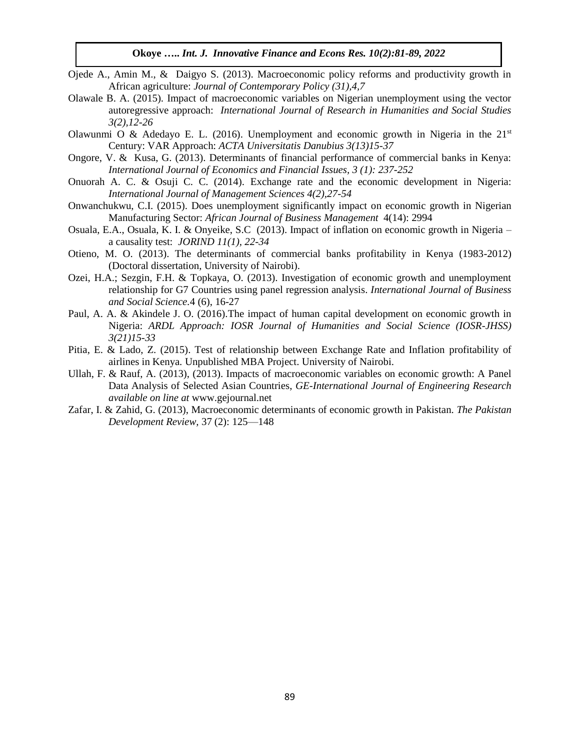Ojede A., Amin M., & Daigyo S. (2013). Macroeconomic policy reforms and productivity growth in African agriculture: *Journal of Contemporary Policy (31),4,7*

Olawale B. A. (2015). Impact of macroeconomic variables on Nigerian unemployment using the vector autoregressive approach: *International Journal of Research in Humanities and Social Studies 3(2),12-26*

Olawunmi O & Adedayo E. L. (2016). Unemployment and economic growth in Nigeria in the 21st Century: VAR Approach: *ACTA Universitatis Danubius 3(13)15-37*

Ongore, V. & Kusa, G. (2013). Determinants of financial performance of commercial banks in Kenya: *International Journal of Economics and Financial Issues, 3 (1): 237-252*

Onuorah A. C. & Osuji C. C. (2014). Exchange rate and the economic development in Nigeria: *International Journal of Management Sciences 4(2),27-54*

Onwanchukwu, C.I. (2015). Does unemployment significantly impact on economic growth in Nigerian Manufacturing Sector: *African Journal of Business Management* 4(14): 2994

Osuala, E.A., Osuala, K. I. & Onyeike, S.C (2013). Impact of inflation on economic growth in Nigeria – a causality test: *JORIND 11(1), 22-34*

Otieno, M. O. (2013). The determinants of commercial banks profitability in Kenya (1983-2012) (Doctoral dissertation, University of Nairobi).

Ozei, H.A.; Sezgin, F.H. & Topkaya, O. (2013). Investigation of economic growth and unemployment relationship for G7 Countries using panel regression analysis. *International Journal of Business and Social Science*.4 (6), 16-27

Paul, A. A. & Akindele J. O. (2016).The impact of human capital development on economic growth in Nigeria: *ARDL Approach: IOSR Journal of Humanities and Social Science (IOSR-JHSS) 3(21)15-33*

Pitia, E. & Lado, Z. (2015). Test of relationship between Exchange Rate and Inflation profitability of airlines in Kenya. Unpublished MBA Project. University of Nairobi.

Ullah, F. & Rauf, A. (2013), (2013). Impacts of macroeconomic variables on economic growth: A Panel Data Analysis of Selected Asian Countries, *GE-International Journal of Engineering Research available on line at* www.gejournal.net

Zafar, I. & Zahid, G. (2013), Macroeconomic determinants of economic growth in Pakistan. *The Pakistan Development Review*, 37 (2): 125—148